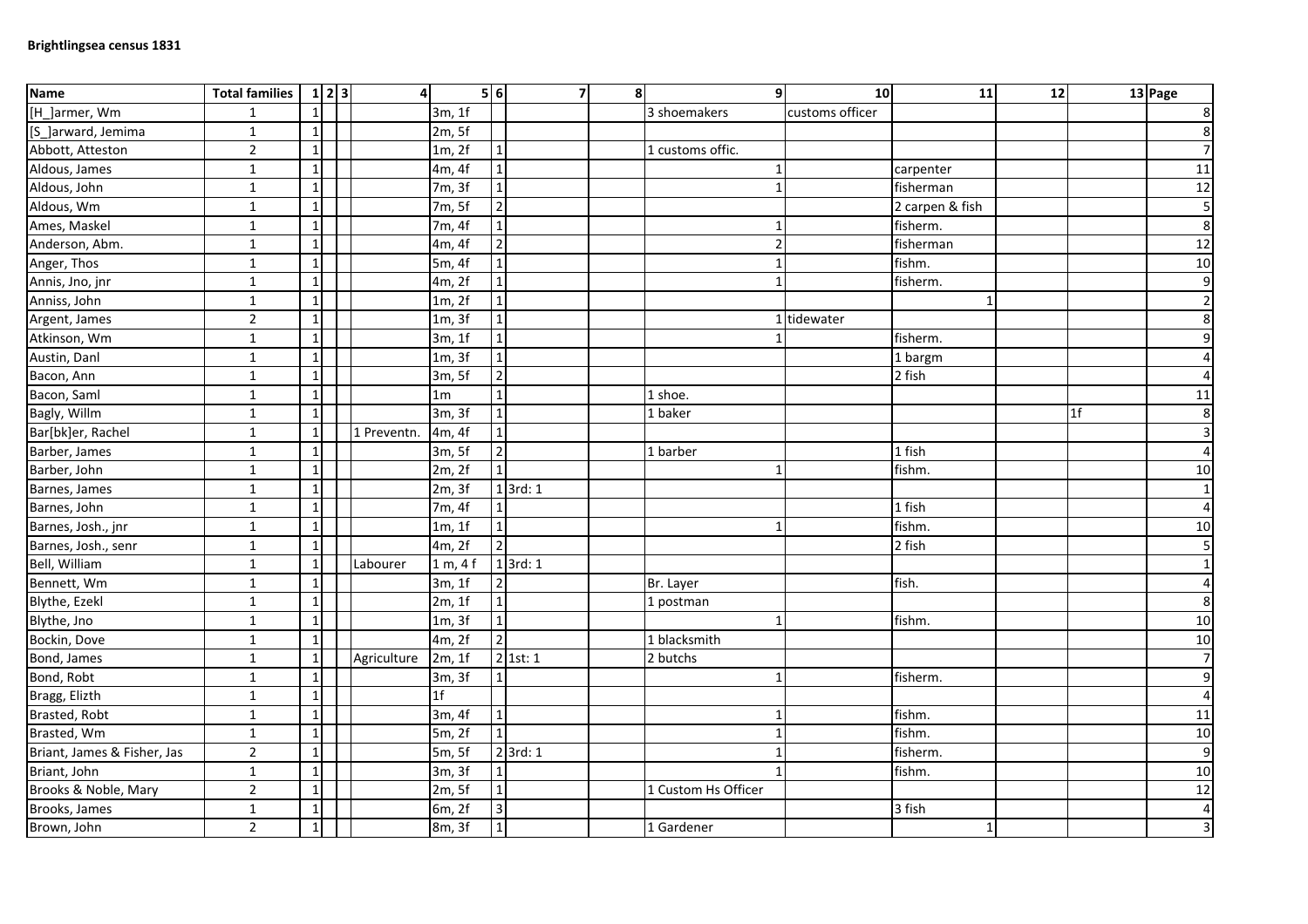**Brightlingsea census 1831**

| Name | Total families | 1 | 2 | 3 | 4 | 5 | 6 | 7 | 8 | 9 | 10 | 11 | 12 | 13 | Page |
|---|---|---|---|---|---|---|---|---|---|---|---|---|---|---|---|
| [H_]armer, Wm | 1 | 1 | | | | 3m, 1f | | | | 3 shoemakers | customs officer | | | | 8 |
| [S_]arward, Jemima | 1 | 1 | | | | 2m, 5f | | | | | | | | | 8 |
| Abbott, Atteston | 2 | 1 | | | | 1m, 2f | 1 | | | 1 customs offic. | | | | | 7 |
| Aldous, James | 1 | 1 | | | | 4m, 4f | 1 | | | 1 | | carpenter | | | 11 |
| Aldous, John | 1 | 1 | | | | 7m, 3f | 1 | | | 1 | | fisherman | | | 12 |
| Aldous, Wm | 1 | 1 | | | | 7m, 5f | 2 | | | | | 2 carpen & fish | | | 5 |
| Ames, Maskel | 1 | 1 | | | | 7m, 4f | 1 | | | 1 | | fisherm. | | | 8 |
| Anderson, Abm. | 1 | 1 | | | | 4m, 4f | 2 | | | 2 | | fisherman | | | 12 |
| Anger, Thos | 1 | 1 | | | | 5m, 4f | 1 | | | 1 | | fishm. | | | 10 |
| Annis, Jno, jnr | 1 | 1 | | | | 4m, 2f | 1 | | | 1 | | fisherm. | | | 9 |
| Anniss, John | 1 | 1 | | | | 1m, 2f | 1 | | | | | 1 | | | 2 |
| Argent, James | 2 | 1 | | | | 1m, 3f | 1 | | | 1 | tidewater | | | | 8 |
| Atkinson, Wm | 1 | 1 | | | | 3m, 1f | 1 | | | 1 | | fisherm. | | | 9 |
| Austin, Danl | 1 | 1 | | | | 1m, 3f | 1 | | | | | 1 bargm | | | 4 |
| Bacon, Ann | 1 | 1 | | | | 3m, 5f | 2 | | | | | 2 fish | | | 4 |
| Bacon, Saml | 1 | 1 | | | | 1m | 1 | | | 1 shoe. | | | | | 11 |
| Bagly, Willm | 1 | 1 | | | | 3m, 3f | 1 | | | 1 baker | | | | 1f | 8 |
| Bar[bk]er, Rachel | 1 | 1 | | | 1 Preventn. | 4m, 4f | 1 | | | | | | | | 3 |
| Barber, James | 1 | 1 | | | | 3m, 5f | 2 | | | 1 barber | | 1 fish | | | 4 |
| Barber, John | 1 | 1 | | | | 2m, 2f | 1 | | | 1 | | fishm. | | | 10 |
| Barnes, James | 1 | 1 | | | | 2m, 3f | 1 | 3rd: 1 | | | | | | | 1 |
| Barnes, John | 1 | 1 | | | | 7m, 4f | 1 | | | | | 1 fish | | | 4 |
| Barnes, Josh., jnr | 1 | 1 | | | | 1m, 1f | 1 | | | 1 | | fishm. | | | 10 |
| Barnes, Josh., senr | 1 | 1 | | | | 4m, 2f | 2 | | | | | 2 fish | | | 5 |
| Bell, William | 1 | 1 | | | Labourer | 1 m, 4 f | 1 | 3rd: 1 | | | | | | | 1 |
| Bennett, Wm | 1 | 1 | | | | 3m, 1f | 2 | | | Br. Layer | | fish. | | | 4 |
| Blythe, Ezekl | 1 | 1 | | | | 2m, 1f | 1 | | | 1 postman | | | | | 8 |
| Blythe, Jno | 1 | 1 | | | | 1m, 3f | 1 | | | 1 | | fishm. | | | 10 |
| Bockin, Dove | 1 | 1 | | | | 4m, 2f | 2 | | | 1 blacksmith | | | | | 10 |
| Bond, James | 1 | 1 | | | Agriculture | 2m, 1f | 2 | 1st: 1 | | 2 butchs | | | | | 7 |
| Bond, Robt | 1 | 1 | | | | 3m, 3f | 1 | | | 1 | | fisherm. | | | 9 |
| Bragg, Elizth | 1 | 1 | | | | 1f | | | | | | | | | 4 |
| Brasted, Robt | 1 | 1 | | | | 3m, 4f | 1 | | | 1 | | fishm. | | | 11 |
| Brasted, Wm | 1 | 1 | | | | 5m, 2f | 1 | | | 1 | | fishm. | | | 10 |
| Briant, James & Fisher, Jas | 2 | 1 | | | | 5m, 5f | 2 | 3rd: 1 | | 1 | | fisherm. | | | 9 |
| Briant, John | 1 | 1 | | | | 3m, 3f | 1 | | | 1 | | fishm. | | | 10 |
| Brooks & Noble, Mary | 2 | 1 | | | | 2m, 5f | 1 | | | 1 Custom Hs Officer | | | | | 12 |
| Brooks, James | 1 | 1 | | | | 6m, 2f | 3 | | | | | 3 fish | | | 4 |
| Brown, John | 2 | 1 | | | | 8m, 3f | 1 | | | 1 Gardener | | 1 | | | 3 |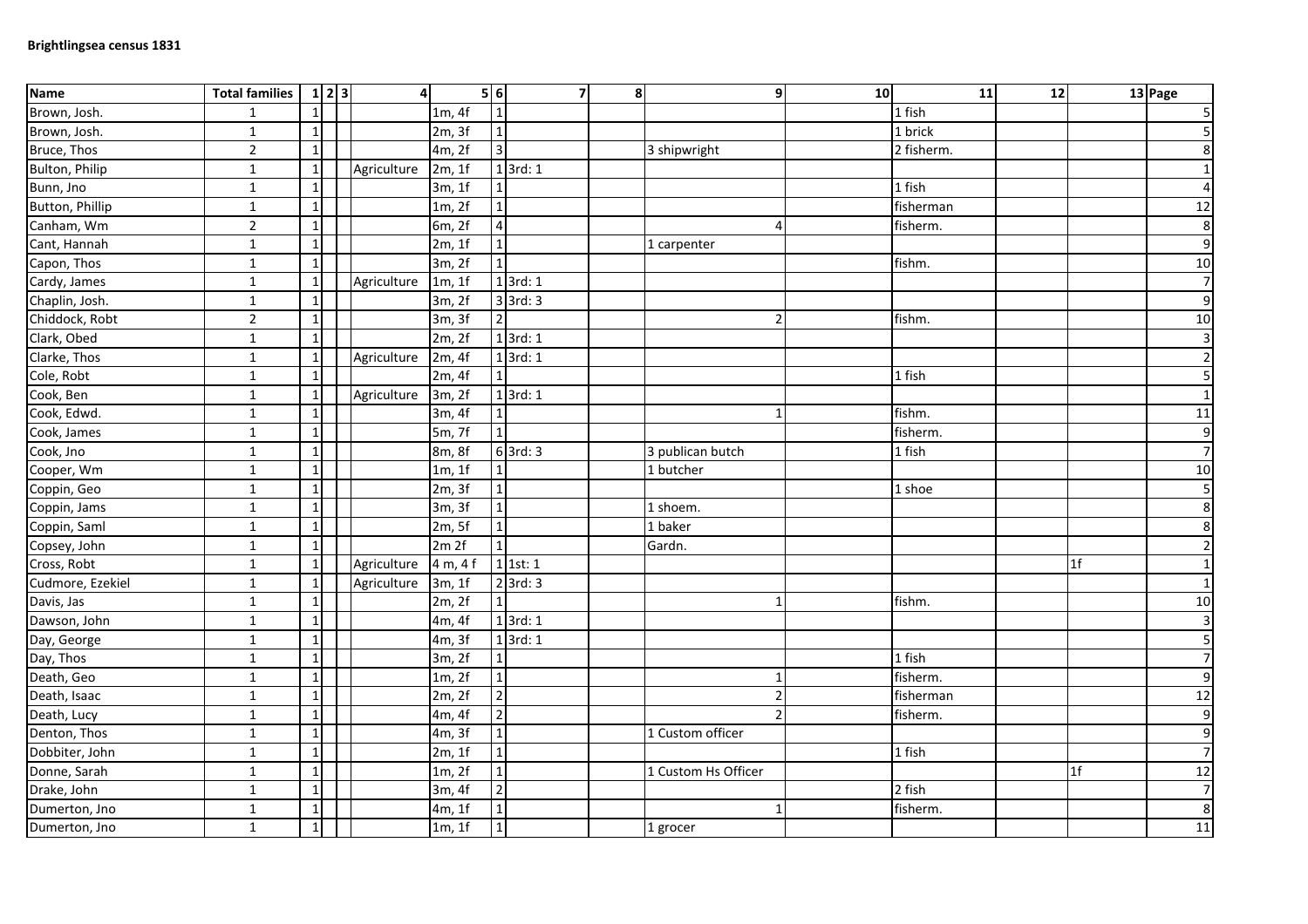**Brightlingsea census 1831**

| Name | Total families | 1 | 2 | 3 | 4 | 5 | 6 | 7 | 8 | 9 | 10 | 11 | 12 | 13 | Page |
|---|---|---|---|---|---|---|---|---|---|---|---|---|---|---|---|
| Brown, Josh. | 1 | 1 | | | | 1m, 4f | 1 | | | | | 1 fish | | | 5 |
| Brown, Josh. | 1 | 1 | | | | 2m, 3f | 1 | | | | | 1 brick | | | 5 |
| Bruce, Thos | 2 | 1 | | | | 4m, 2f | 3 | | | 3 shipwright | | 2 fisherm. | | | 8 |
| Bulton, Philip | 1 | 1 | | | Agriculture | 2m, 1f | 1 | 3rd: 1 | | | | | | | 1 |
| Bunn, Jno | 1 | 1 | | | | 3m, 1f | 1 | | | | | 1 fish | | | 4 |
| Button, Phillip | 1 | 1 | | | | 1m, 2f | 1 | | | | | fisherman | | | 12 |
| Canham, Wm | 2 | 1 | | | | 6m, 2f | 4 | | | 4 | | fisherm. | | | 8 |
| Cant, Hannah | 1 | 1 | | | | 2m, 1f | 1 | | | 1 carpenter | | | | | 9 |
| Capon, Thos | 1 | 1 | | | | 3m, 2f | 1 | | | | | fishm. | | | 10 |
| Cardy, James | 1 | 1 | | | Agriculture | 1m, 1f | 1 | 3rd: 1 | | | | | | | 7 |
| Chaplin, Josh. | 1 | 1 | | | | 3m, 2f | 3 | 3rd: 3 | | | | | | | 9 |
| Chiddock, Robt | 2 | 1 | | | | 3m, 3f | 2 | | | 2 | | fishm. | | | 10 |
| Clark, Obed | 1 | 1 | | | | 2m, 2f | 1 | 3rd: 1 | | | | | | | 3 |
| Clarke, Thos | 1 | 1 | | | Agriculture | 2m, 4f | 1 | 3rd: 1 | | | | | | | 2 |
| Cole, Robt | 1 | 1 | | | | 2m, 4f | 1 | | | | | 1 fish | | | 5 |
| Cook, Ben | 1 | 1 | | | Agriculture | 3m, 2f | 1 | 3rd: 1 | | | | | | | 1 |
| Cook, Edwd. | 1 | 1 | | | | 3m, 4f | 1 | | | 1 | | fishm. | | | 11 |
| Cook, James | 1 | 1 | | | | 5m, 7f | 1 | | | | | fisherm. | | | 9 |
| Cook, Jno | 1 | 1 | | | | 8m, 8f | 6 | 3rd: 3 | | 3 publican butch | | 1 fish | | | 7 |
| Cooper, Wm | 1 | 1 | | | | 1m, 1f | 1 | | | 1 butcher | | | | | 10 |
| Coppin, Geo | 1 | 1 | | | | 2m, 3f | 1 | | | | | 1 shoe | | | 5 |
| Coppin, Jams | 1 | 1 | | | | 3m, 3f | 1 | | | 1 shoem. | | | | | 8 |
| Coppin, Saml | 1 | 1 | | | | 2m, 5f | 1 | | | 1 baker | | | | | 8 |
| Copsey, John | 1 | 1 | | | | 2m 2f | 1 | | | Gardn. | | | | | 2 |
| Cross, Robt | 1 | 1 | | | Agriculture | 4 m, 4 f | 1 | 1st: 1 | | | | | | 1f | 1 |
| Cudmore, Ezekiel | 1 | 1 | | | Agriculture | 3m, 1f | 2 | 3rd: 3 | | | | | | | 1 |
| Davis, Jas | 1 | 1 | | | | 2m, 2f | 1 | | | 1 | | fishm. | | | 10 |
| Dawson, John | 1 | 1 | | | | 4m, 4f | 1 | 3rd: 1 | | | | | | | 3 |
| Day, George | 1 | 1 | | | | 4m, 3f | 1 | 3rd: 1 | | | | | | | 5 |
| Day, Thos | 1 | 1 | | | | 3m, 2f | 1 | | | | | 1 fish | | | 7 |
| Death, Geo | 1 | 1 | | | | 1m, 2f | 1 | | | 1 | | fisherm. | | | 9 |
| Death, Isaac | 1 | 1 | | | | 2m, 2f | 2 | | | 2 | | fisherman | | | 12 |
| Death, Lucy | 1 | 1 | | | | 4m, 4f | 2 | | | 2 | | fisherm. | | | 9 |
| Denton, Thos | 1 | 1 | | | | 4m, 3f | 1 | | | 1 Custom officer | | | | | 9 |
| Dobbiter, John | 1 | 1 | | | | 2m, 1f | 1 | | | | | 1 fish | | | 7 |
| Donne, Sarah | 1 | 1 | | | | 1m, 2f | 1 | | | 1 Custom Hs Officer | | | | 1f | 12 |
| Drake, John | 1 | 1 | | | | 3m, 4f | 2 | | | | | 2 fish | | | 7 |
| Dumerton, Jno | 1 | 1 | | | | 4m, 1f | 1 | | | 1 | | fisherm. | | | 8 |
| Dumerton, Jno | 1 | 1 | | | | 1m, 1f | 1 | | | 1 grocer | | | | | 11 |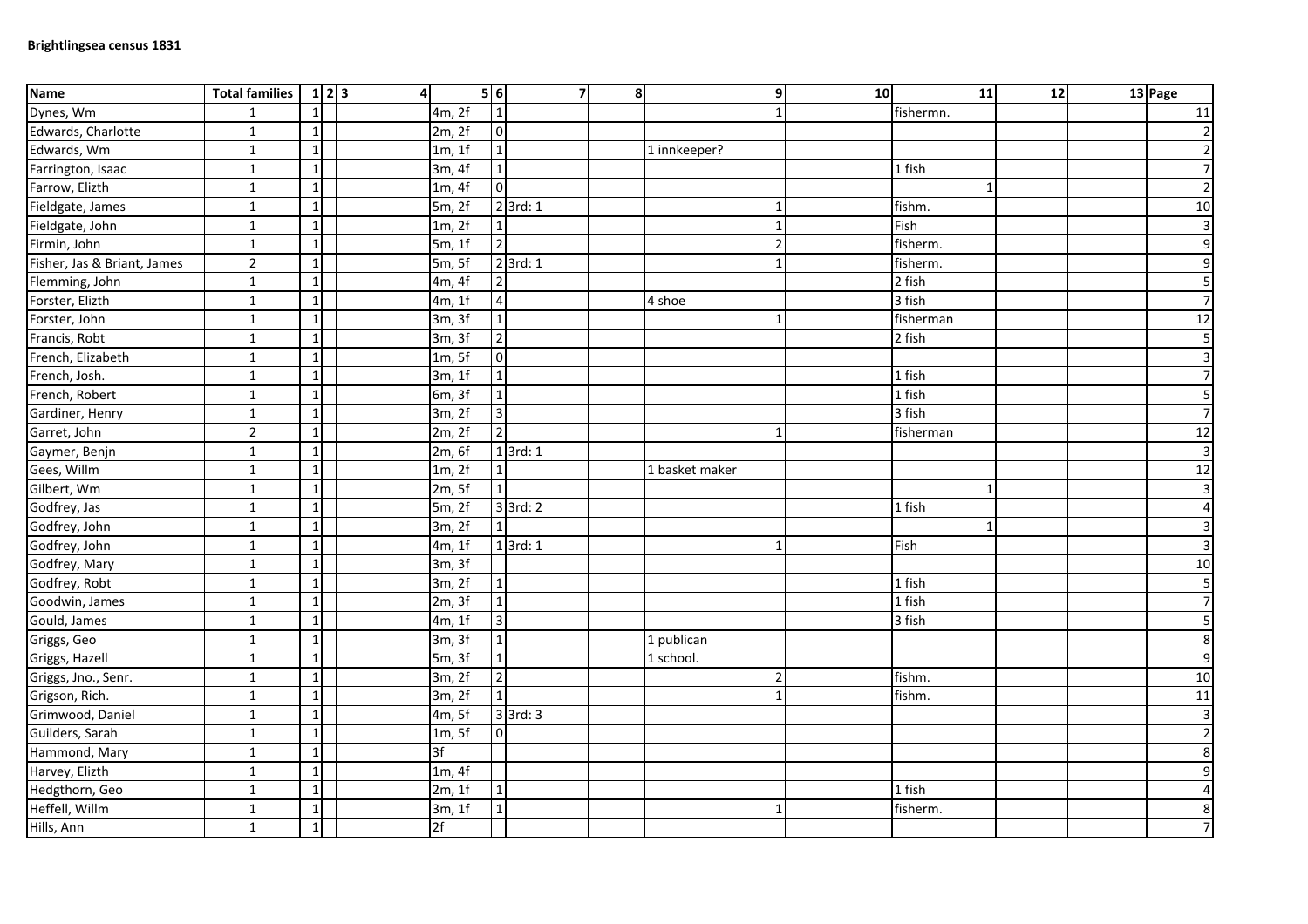**Brightlingsea census 1831**

| Name | Total families | 1 | 2 | 3 | 4 | 5 | 6 | 7 | 8 | 9 | 10 | 11 | 12 | 13 | Page |
|---|---|---|---|---|---|---|---|---|---|---|---|---|---|---|---|
| Dynes, Wm | 1 | 1 | | | | 4m, 2f | 1 | | | 1 | | fishermn. | | | 11 |
| Edwards, Charlotte | 1 | 1 | | | | 2m, 2f | 0 | | | | | | | | 2 |
| Edwards, Wm | 1 | 1 | | | | 1m, 1f | 1 | | | 1 innkeeper? | | | | | 2 |
| Farrington, Isaac | 1 | 1 | | | | 3m, 4f | 1 | | | | | 1 fish | | | 7 |
| Farrow, Elizth | 1 | 1 | | | | 1m, 4f | 0 | | | | | 1 | | | 2 |
| Fieldgate, James | 1 | 1 | | | | 5m, 2f | 2 | 3rd: 1 | | 1 | | fishm. | | | 10 |
| Fieldgate, John | 1 | 1 | | | | 1m, 2f | 1 | | | 1 | | Fish | | | 3 |
| Firmin, John | 1 | 1 | | | | 5m, 1f | 2 | | | 2 | | fisherm. | | | 9 |
| Fisher, Jas & Briant, James | 2 | 1 | | | | 5m, 5f | 2 | 3rd: 1 | | 1 | | fisherm. | | | 9 |
| Flemming, John | 1 | 1 | | | | 4m, 4f | 2 | | | | | 2 fish | | | 5 |
| Forster, Elizth | 1 | 1 | | | | 4m, 1f | 4 | | | 4 shoe | | 3 fish | | | 7 |
| Forster, John | 1 | 1 | | | | 3m, 3f | 1 | | | 1 | | fisherman | | | 12 |
| Francis, Robt | 1 | 1 | | | | 3m, 3f | 2 | | | | | 2 fish | | | 5 |
| French, Elizabeth | 1 | 1 | | | | 1m, 5f | 0 | | | | | | | | 3 |
| French, Josh. | 1 | 1 | | | | 3m, 1f | 1 | | | | | 1 fish | | | 7 |
| French, Robert | 1 | 1 | | | | 6m, 3f | 1 | | | | | 1 fish | | | 5 |
| Gardiner, Henry | 1 | 1 | | | | 3m, 2f | 3 | | | | | 3 fish | | | 7 |
| Garret, John | 2 | 1 | | | | 2m, 2f | 2 | | | 1 | | fisherman | | | 12 |
| Gaymer, Benjn | 1 | 1 | | | | 2m, 6f | 1 | 3rd: 1 | | | | | | | 3 |
| Gees, Willm | 1 | 1 | | | | 1m, 2f | 1 | | | 1 basket maker | | | | | 12 |
| Gilbert, Wm | 1 | 1 | | | | 2m, 5f | 1 | | | | | 1 | | | 3 |
| Godfrey, Jas | 1 | 1 | | | | 5m, 2f | 3 | 3rd: 2 | | | | 1 fish | | | 4 |
| Godfrey, John | 1 | 1 | | | | 3m, 2f | 1 | | | | | 1 | | | 3 |
| Godfrey, John | 1 | 1 | | | | 4m, 1f | 1 | 3rd: 1 | | 1 | | Fish | | | 3 |
| Godfrey, Mary | 1 | 1 | | | | 3m, 3f | | | | | | | | | 10 |
| Godfrey, Robt | 1 | 1 | | | | 3m, 2f | 1 | | | | | 1 fish | | | 5 |
| Goodwin, James | 1 | 1 | | | | 2m, 3f | 1 | | | | | 1 fish | | | 7 |
| Gould, James | 1 | 1 | | | | 4m, 1f | 3 | | | | | 3 fish | | | 5 |
| Griggs, Geo | 1 | 1 | | | | 3m, 3f | 1 | | | 1 publican | | | | | 8 |
| Griggs, Hazell | 1 | 1 | | | | 5m, 3f | 1 | | | 1 school. | | | | | 9 |
| Griggs, Jno., Senr. | 1 | 1 | | | | 3m, 2f | 2 | | | 2 | | fishm. | | | 10 |
| Grigson, Rich. | 1 | 1 | | | | 3m, 2f | 1 | | | 1 | | fishm. | | | 11 |
| Grimwood, Daniel | 1 | 1 | | | | 4m, 5f | 3 | 3rd: 3 | | | | | | | 3 |
| Guilders, Sarah | 1 | 1 | | | | 1m, 5f | 0 | | | | | | | | 2 |
| Hammond, Mary | 1 | 1 | | | | 3f | | | | | | | | | 8 |
| Harvey, Elizth | 1 | 1 | | | | 1m, 4f | | | | | | | | | 9 |
| Hedgthorn, Geo | 1 | 1 | | | | 2m, 1f | 1 | | | | | 1 fish | | | 4 |
| Heffell, Willm | 1 | 1 | | | | 3m, 1f | 1 | | | 1 | | fisherm. | | | 8 |
| Hills, Ann | 1 | 1 | | | | 2f | | | | | | | | | 7 |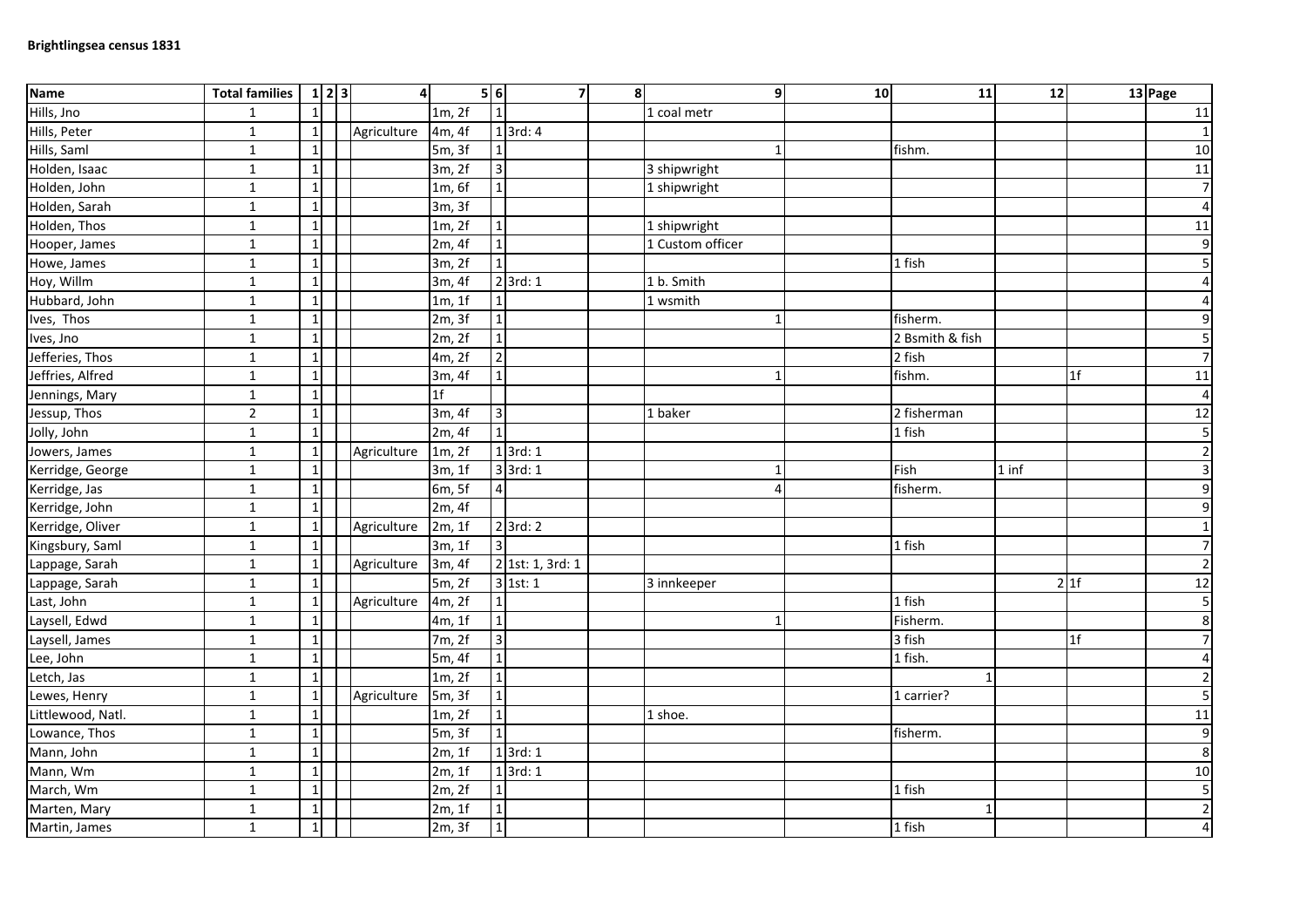**Brightlingsea census 1831**

| Name | Total families | 1 | 2 | 3 | 4 | 5 | 6 | 7 | 8 | 9 | 10 | 11 | 12 | 13 | Page |
|---|---|---|---|---|---|---|---|---|---|---|---|---|---|---|---|
| Hills, Jno | 1 | 1 | | | | 1m, 2f | 1 | | | 1 coal metr | | | | | 11 |
| Hills, Peter | 1 | 1 | | | Agriculture | 4m, 4f | 1 | 3rd: 4 | | | | | | | 1 |
| Hills, Saml | 1 | 1 | | | | 5m, 3f | 1 | | | 1 | | fishm. | | | 10 |
| Holden, Isaac | 1 | 1 | | | | 3m, 2f | 3 | | | 3 shipwright | | | | | 11 |
| Holden, John | 1 | 1 | | | | 1m, 6f | 1 | | | 1 shipwright | | | | | 7 |
| Holden, Sarah | 1 | 1 | | | | 3m, 3f | | | | | | | | | 4 |
| Holden, Thos | 1 | 1 | | | | 1m, 2f | 1 | | | 1 shipwright | | | | | 11 |
| Hooper, James | 1 | 1 | | | | 2m, 4f | 1 | | | 1 Custom officer | | | | | 9 |
| Howe, James | 1 | 1 | | | | 3m, 2f | 1 | | | | | 1 fish | | | 5 |
| Hoy, Willm | 1 | 1 | | | | 3m, 4f | 2 | 3rd: 1 | | 1 b. Smith | | | | | 4 |
| Hubbard, John | 1 | 1 | | | | 1m, 1f | 1 | | | 1 wsmith | | | | | 4 |
| Ives, Thos | 1 | 1 | | | | 2m, 3f | 1 | | | 1 | | fisherm. | | | 9 |
| Ives, Jno | 1 | 1 | | | | 2m, 2f | 1 | | | | | 2 Bsmith & fish | | | 5 |
| Jefferies, Thos | 1 | 1 | | | | 4m, 2f | 2 | | | | | 2 fish | | | 7 |
| Jeffries, Alfred | 1 | 1 | | | | 3m, 4f | 1 | | | 1 | | fishm. | | 1f | 11 |
| Jennings, Mary | 1 | 1 | | | | 1f | | | | | | | | | 4 |
| Jessup, Thos | 2 | 1 | | | | 3m, 4f | 3 | | | 1 baker | | 2 fisherman | | | 12 |
| Jolly, John | 1 | 1 | | | | 2m, 4f | 1 | | | | | 1 fish | | | 5 |
| Jowers, James | 1 | 1 | | | Agriculture | 1m, 2f | 1 | 3rd: 1 | | | | | | | 2 |
| Kerridge, George | 1 | 1 | | | | 3m, 1f | 3 | 3rd: 1 | | 1 | | Fish | 1 inf | | 3 |
| Kerridge, Jas | 1 | 1 | | | | 6m, 5f | 4 | | | 4 | | fisherm. | | | 9 |
| Kerridge, John | 1 | 1 | | | | 2m, 4f | | | | | | | | | 9 |
| Kerridge, Oliver | 1 | 1 | | | Agriculture | 2m, 1f | 2 | 3rd: 2 | | | | | | | 1 |
| Kingsbury, Saml | 1 | 1 | | | | 3m, 1f | 3 | | | | | 1 fish | | | 7 |
| Lappage, Sarah | 1 | 1 | | | Agriculture | 3m, 4f | 2 | 1st: 1, 3rd: 1 | | | | | | | 2 |
| Lappage, Sarah | 1 | 1 | | | | 5m, 2f | 3 | 1st: 1 | | 3 innkeeper | | | 2 | 1f | 12 |
| Last, John | 1 | 1 | | | Agriculture | 4m, 2f | 1 | | | | | 1 fish | | | 5 |
| Laysell, Edwd | 1 | 1 | | | | 4m, 1f | 1 | | | 1 | | Fisherm. | | | 8 |
| Laysell, James | 1 | 1 | | | | 7m, 2f | 3 | | | | | 3 fish | | 1f | 7 |
| Lee, John | 1 | 1 | | | | 5m, 4f | 1 | | | | | 1 fish. | | | 4 |
| Letch, Jas | 1 | 1 | | | | 1m, 2f | 1 | | | | | 1 | | | 2 |
| Lewes, Henry | 1 | 1 | | | Agriculture | 5m, 3f | 1 | | | | | 1 carrier? | | | 5 |
| Littlewood, Natl. | 1 | 1 | | | | 1m, 2f | 1 | | | 1 shoe. | | | | | 11 |
| Lowance, Thos | 1 | 1 | | | | 5m, 3f | 1 | | | | | fisherm. | | | 9 |
| Mann, John | 1 | 1 | | | | 2m, 1f | 1 | 3rd: 1 | | | | | | | 8 |
| Mann, Wm | 1 | 1 | | | | 2m, 1f | 1 | 3rd: 1 | | | | | | | 10 |
| March, Wm | 1 | 1 | | | | 2m, 2f | 1 | | | | | 1 fish | | | 5 |
| Marten, Mary | 1 | 1 | | | | 2m, 1f | 1 | | | | | 1 | | | 2 |
| Martin, James | 1 | 1 | | | | 2m, 3f | 1 | | | | | 1 fish | | | 4 |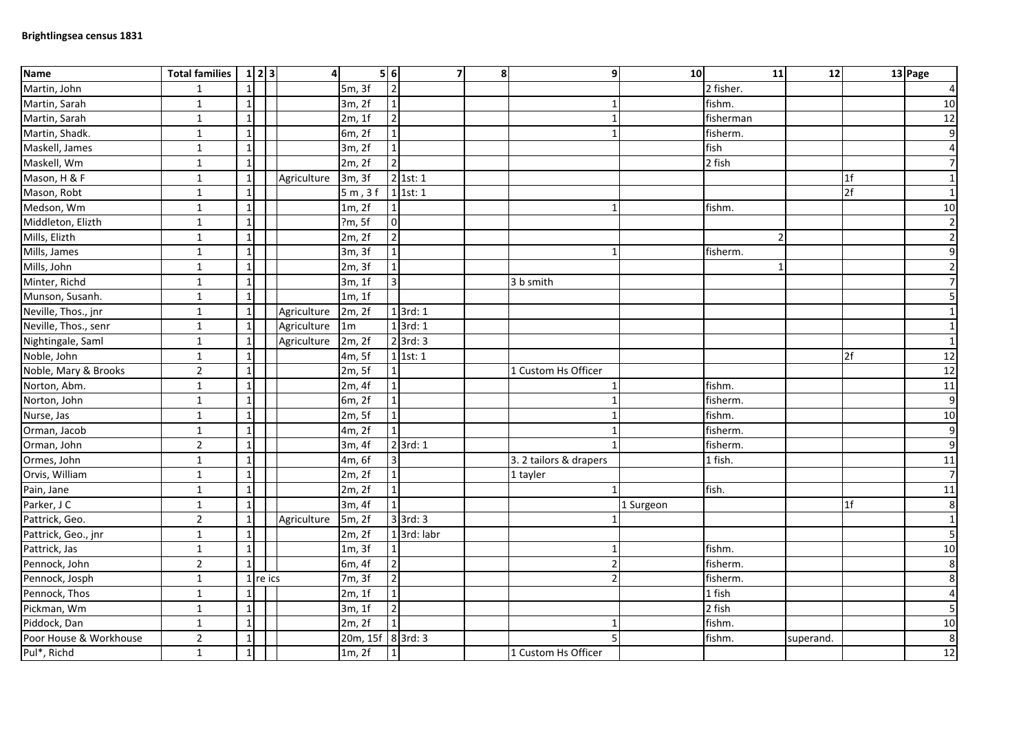**Brightlingsea census 1831**

| Name | Total families | 1 | 2 | 3 | 4 | 5 | 6 | 7 | 8 | 9 | 10 | 11 | 12 | 13 | Page |
|---|---|---|---|---|---|---|---|---|---|---|---|---|---|---|---|
| Martin, John | 1 | 1 | | | | 5m, 3f | 2 | | | | | 2 fisher. | | | 4 |
| Martin, Sarah | 1 | 1 | | | | 3m, 2f | 1 | | | 1 | | fishm. | | | 10 |
| Martin, Sarah | 1 | 1 | | | | 2m, 1f | 2 | | | 1 | | fisherman | | | 12 |
| Martin, Shadk. | 1 | 1 | | | | 6m, 2f | 1 | | | 1 | | fisherm. | | | 9 |
| Maskell, James | 1 | 1 | | | | 3m, 2f | 1 | | | | | fish | | | 4 |
| Maskell, Wm | 1 | 1 | | | | 2m, 2f | 2 | | | | | 2 fish | | | 7 |
| Mason, H & F | 1 | 1 | | | Agriculture | 3m, 3f | 2 | 1st: 1 | | | | | | 1f | 1 |
| Mason, Robt | 1 | 1 | | | | 5 m , 3 f | 1 | 1st: 1 | | | | | | 2f | 1 |
| Medson, Wm | 1 | 1 | | | | 1m, 2f | 1 | | | 1 | | fishm. | | | 10 |
| Middleton, Elizth | 1 | 1 | | | | ?m, 5f | 0 | | | | | | | | 2 |
| Mills, Elizth | 1 | 1 | | | | 2m, 2f | 2 | | | | | 2 | | | 2 |
| Mills, James | 1 | 1 | | | | 3m, 3f | 1 | | | 1 | | fisherm. | | | 9 |
| Mills, John | 1 | 1 | | | | 2m, 3f | 1 | | | | | 1 | | | 2 |
| Minter, Richd | 1 | 1 | | | | 3m, 1f | 3 | | | 3 b smith | | | | | 7 |
| Munson, Susanh. | 1 | 1 | | | | 1m, 1f | | | | | | | | | 5 |
| Neville, Thos., jnr | 1 | 1 | | | Agriculture | 2m, 2f | 1 | 3rd: 1 | | | | | | | 1 |
| Neville, Thos., senr | 1 | 1 | | | Agriculture | 1m | 1 | 3rd: 1 | | | | | | | 1 |
| Nightingale, Saml | 1 | 1 | | | Agriculture | 2m, 2f | 2 | 3rd: 3 | | | | | | | 1 |
| Noble, John | 1 | 1 | | | | 4m, 5f | 1 | 1st: 1 | | | | | | 2f | 12 |
| Noble, Mary & Brooks | 2 | 1 | | | | 2m, 5f | 1 | | | 1 Custom Hs Officer | | | | | 12 |
| Norton, Abm. | 1 | 1 | | | | 2m, 4f | 1 | | | 1 | | fishm. | | | 11 |
| Norton, John | 1 | 1 | | | | 6m, 2f | 1 | | | 1 | | fisherm. | | | 9 |
| Nurse, Jas | 1 | 1 | | | | 2m, 5f | 1 | | | 1 | | fishm. | | | 10 |
| Orman, Jacob | 1 | 1 | | | | 4m, 2f | 1 | | | 1 | | fisherm. | | | 9 |
| Orman, John | 2 | 1 | | | | 3m, 4f | 2 | 3rd: 1 | | 1 | | fisherm. | | | 9 |
| Ormes, John | 1 | 1 | | | | 4m, 6f | 3 | | | 3. 2 tailors & drapers | | 1 fish. | | | 11 |
| Orvis, William | 1 | 1 | | | | 2m, 2f | 1 | | | 1 tayler | | | | | 7 |
| Pain, Jane | 1 | 1 | | | | 2m, 2f | 1 | | | 1 | | fish. | | | 11 |
| Parker, J C | 1 | 1 | | | | 3m, 4f | 1 | | | | 1 Surgeon | | | 1f | 8 |
| Pattrick, Geo. | 2 | 1 | | | Agriculture | 5m, 2f | 3 | 3rd: 3 | | 1 | | | | | 1 |
| Pattrick, Geo., jnr | 1 | 1 | | | | 2m, 2f | 1 | 3rd: labr | | | | | | | 5 |
| Pattrick, Jas | 1 | 1 | | | | 1m, 3f | 1 | | | 1 | | fishm. | | | 10 |
| Pennock, John | 2 | 1 | | | | 6m, 4f | 2 | | | 2 | | fisherm. | | | 8 |
| Pennock, Josph | 1 | 1 re ics | | | | 7m, 3f | 2 | | | 2 | | fisherm. | | | 8 |
| Pennock, Thos | 1 | 1 | | | | 2m, 1f | 1 | | | | | 1 fish | | | 4 |
| Pickman, Wm | 1 | 1 | | | | 3m, 1f | 2 | | | | | 2 fish | | | 5 |
| Piddock, Dan | 1 | 1 | | | | 2m, 2f | 1 | | | 1 | | fishm. | | | 10 |
| Poor House & Workhouse | 2 | 1 | | | | 20m, 15f | 8 | 3rd: 3 | | 5 | | fishm. | superand. | | 8 |
| Pul*, Richd | 1 | 1 | | | | 1m, 2f | 1 | | | 1 Custom Hs Officer | | | | | 12 |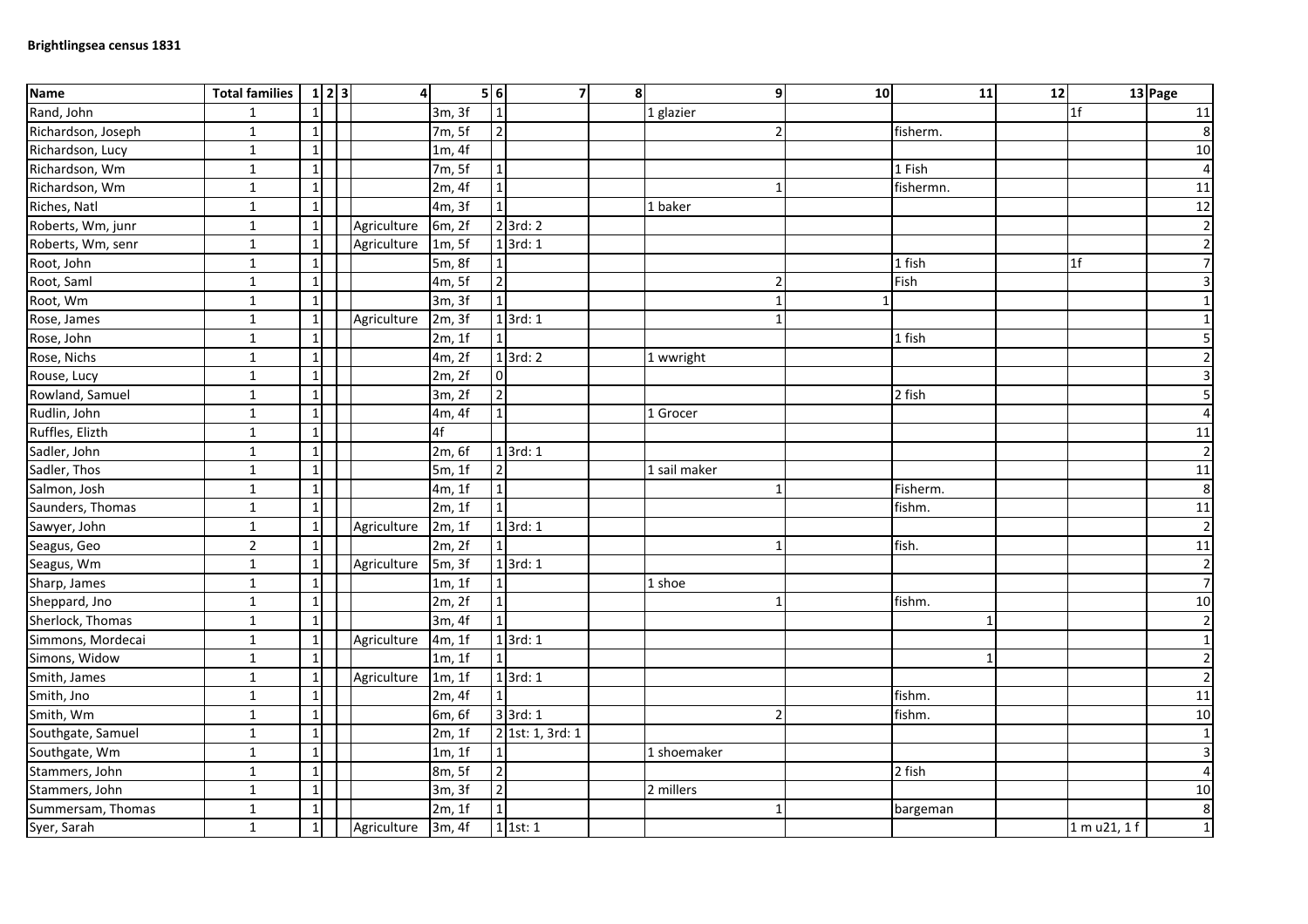**Brightlingsea census 1831**

| Name | Total families | 1 | 2 | 3 | 4 | 5 | 6 | 7 | 8 | 9 | 10 | 11 | 12 | 13 | Page |
|---|---|---|---|---|---|---|---|---|---|---|---|---|---|---|---|
| Rand, John | 1 | 1 | | | | 3m, 3f | 1 | | | 1 glazier | | | | 1f | 11 |
| Richardson, Joseph | 1 | 1 | | | | 7m, 5f | 2 | | | 2 | | fisherm. | | | 8 |
| Richardson, Lucy | 1 | 1 | | | | 1m, 4f | | | | | | | | | 10 |
| Richardson, Wm | 1 | 1 | | | | 7m, 5f | 1 | | | | | 1 Fish | | | 4 |
| Richardson, Wm | 1 | 1 | | | | 2m, 4f | 1 | | | 1 | | fishermn. | | | 11 |
| Riches, Natl | 1 | 1 | | | | 4m, 3f | 1 | | | 1 baker | | | | | 12 |
| Roberts, Wm, junr | 1 | 1 | | | Agriculture | 6m, 2f | 2 | 3rd: 2 | | | | | | | 2 |
| Roberts, Wm, senr | 1 | 1 | | | Agriculture | 1m, 5f | 1 | 3rd: 1 | | | | | | | 2 |
| Root, John | 1 | 1 | | | | 5m, 8f | 1 | | | | | 1 fish | | 1f | 7 |
| Root, Saml | 1 | 1 | | | | 4m, 5f | 2 | | | 2 | | Fish | | | 3 |
| Root, Wm | 1 | 1 | | | | 3m, 3f | 1 | | | 1 | 1 | | | | 1 |
| Rose, James | 1 | 1 | | | Agriculture | 2m, 3f | 1 | 3rd: 1 | | 1 | | | | | 1 |
| Rose, John | 1 | 1 | | | | 2m, 1f | 1 | | | | | 1 fish | | | 5 |
| Rose, Nichs | 1 | 1 | | | | 4m, 2f | 1 | 3rd: 2 | | 1 wwright | | | | | 2 |
| Rouse, Lucy | 1 | 1 | | | | 2m, 2f | 0 | | | | | | | | 3 |
| Rowland, Samuel | 1 | 1 | | | | 3m, 2f | 2 | | | | | 2 fish | | | 5 |
| Rudlin, John | 1 | 1 | | | | 4m, 4f | 1 | | | 1 Grocer | | | | | 4 |
| Ruffles, Elizth | 1 | 1 | | | | 4f | | | | | | | | | 11 |
| Sadler, John | 1 | 1 | | | | 2m, 6f | 1 | 3rd: 1 | | | | | | | 2 |
| Sadler, Thos | 1 | 1 | | | | 5m, 1f | 2 | | | 1 sail maker | | | | | 11 |
| Salmon, Josh | 1 | 1 | | | | 4m, 1f | 1 | | | 1 | | Fisherm. | | | 8 |
| Saunders, Thomas | 1 | 1 | | | | 2m, 1f | 1 | | | | | fishm. | | | 11 |
| Sawyer, John | 1 | 1 | | | Agriculture | 2m, 1f | 1 | 3rd: 1 | | | | | | | 2 |
| Seagus, Geo | 2 | 1 | | | | 2m, 2f | 1 | | | 1 | | fish. | | | 11 |
| Seagus, Wm | 1 | 1 | | | Agriculture | 5m, 3f | 1 | 3rd: 1 | | | | | | | 2 |
| Sharp, James | 1 | 1 | | | | 1m, 1f | 1 | | | 1 shoe | | | | | 7 |
| Sheppard, Jno | 1 | 1 | | | | 2m, 2f | 1 | | | 1 | | fishm. | | | 10 |
| Sherlock, Thomas | 1 | 1 | | | | 3m, 4f | 1 | | | | | 1 | | | 2 |
| Simmons, Mordecai | 1 | 1 | | | Agriculture | 4m, 1f | 1 | 3rd: 1 | | | | | | | 1 |
| Simons, Widow | 1 | 1 | | | | 1m, 1f | 1 | | | | | 1 | | | 2 |
| Smith, James | 1 | 1 | | | Agriculture | 1m, 1f | 1 | 3rd: 1 | | | | | | | 2 |
| Smith, Jno | 1 | 1 | | | | 2m, 4f | 1 | | | | | fishm. | | | 11 |
| Smith, Wm | 1 | 1 | | | | 6m, 6f | 3 | 3rd: 1 | | 2 | | fishm. | | | 10 |
| Southgate, Samuel | 1 | 1 | | | | 2m, 1f | 2 | 1st: 1, 3rd: 1 | | | | | | | 1 |
| Southgate, Wm | 1 | 1 | | | | 1m, 1f | 1 | | | 1 shoemaker | | | | | 3 |
| Stammers, John | 1 | 1 | | | | 8m, 5f | 2 | | | | | 2 fish | | | 4 |
| Stammers, John | 1 | 1 | | | | 3m, 3f | 2 | | | 2 millers | | | | | 10 |
| Summersam, Thomas | 1 | 1 | | | | 2m, 1f | 1 | | | 1 | | bargeman | | | 8 |
| Syer, Sarah | 1 | 1 | | | Agriculture | 3m, 4f | 1 | 1st: 1 | | | | | | 1 m u21, 1 f | 1 |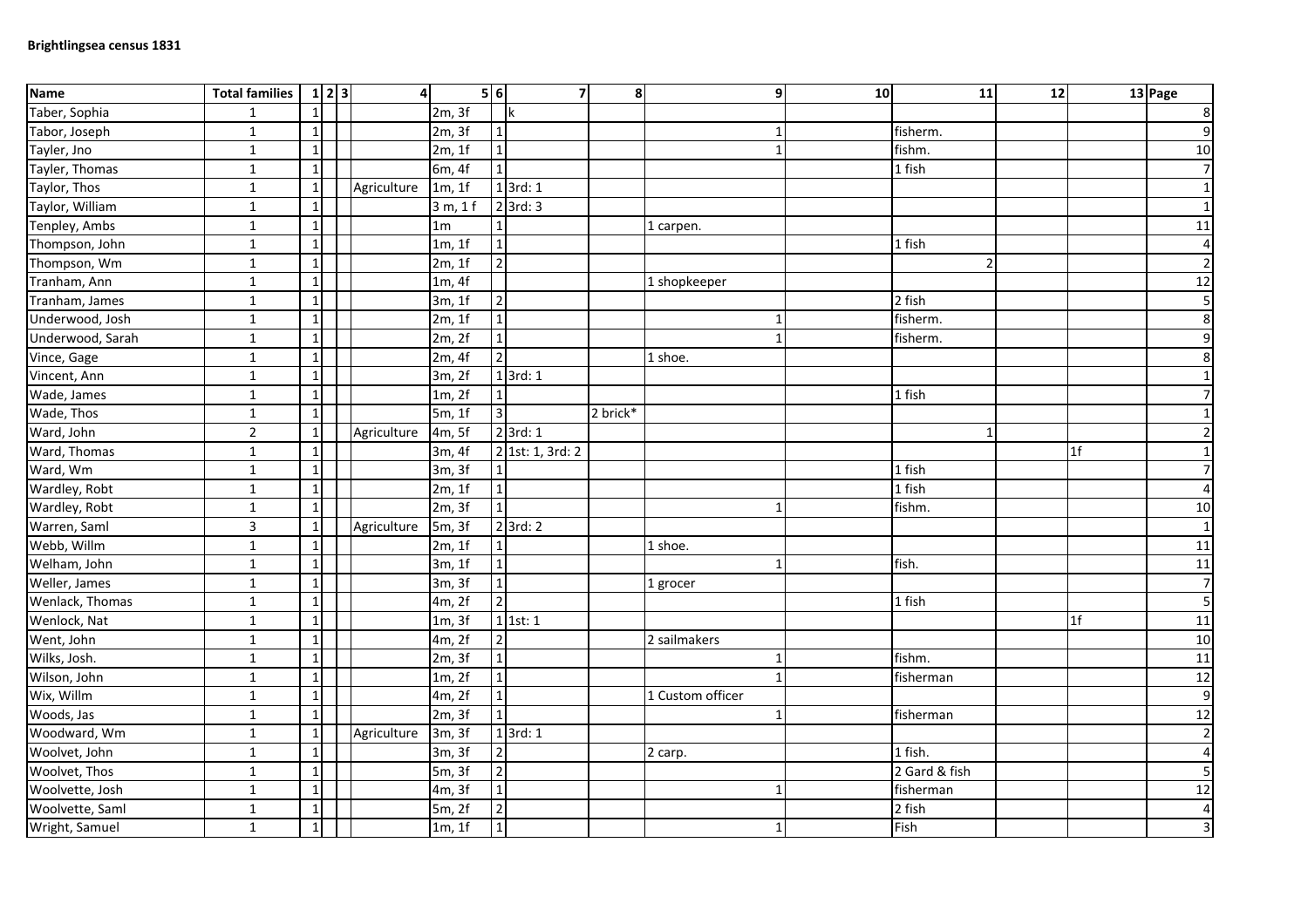**Brightlingsea census 1831**

| Name | Total families | 1 | 2 | 3 | 4 | 5 | 6 | 7 | 8 | 9 | 10 | 11 | 12 | 13 | Page |
|---|---|---|---|---|---|---|---|---|---|---|---|---|---|---|---|
| Taber, Sophia | 1 | 1 | | | | 2m, 3f | | k | | | | | | | 8 |
| Tabor, Joseph | 1 | 1 | | | | 2m, 3f | 1 | | | 1 | | fisherm. | | | 9 |
| Tayler, Jno | 1 | 1 | | | | 2m, 1f | 1 | | | 1 | | fishm. | | | 10 |
| Tayler, Thomas | 1 | 1 | | | | 6m, 4f | 1 | | | | | 1 fish | | | 7 |
| Taylor, Thos | 1 | 1 | | | Agriculture | 1m, 1f | 1 | 3rd: 1 | | | | | | | 1 |
| Taylor, William | 1 | 1 | | | | 3 m, 1 f | 2 | 3rd: 3 | | | | | | | 1 |
| Tenpley, Ambs | 1 | 1 | | | | 1m | 1 | | | 1 carpen. | | | | | 11 |
| Thompson, John | 1 | 1 | | | | 1m, 1f | 1 | | | | | 1 fish | | | 4 |
| Thompson, Wm | 1 | 1 | | | | 2m, 1f | 2 | | | | | 2 | | | 2 |
| Tranham, Ann | 1 | 1 | | | | 1m, 4f | | | | 1 shopkeeper | | | | | 12 |
| Tranham, James | 1 | 1 | | | | 3m, 1f | 2 | | | | | 2 fish | | | 5 |
| Underwood, Josh | 1 | 1 | | | | 2m, 1f | 1 | | | 1 | | fisherm. | | | 8 |
| Underwood, Sarah | 1 | 1 | | | | 2m, 2f | 1 | | | 1 | | fisherm. | | | 9 |
| Vince, Gage | 1 | 1 | | | | 2m, 4f | 2 | | | 1 shoe. | | | | | 8 |
| Vincent, Ann | 1 | 1 | | | | 3m, 2f | 1 | 3rd: 1 | | | | | | | 1 |
| Wade, James | 1 | 1 | | | | 1m, 2f | 1 | | | | | 1 fish | | | 7 |
| Wade, Thos | 1 | 1 | | | | 5m, 1f | 3 | | 2 brick* | | | | | | 1 |
| Ward, John | 2 | 1 | | | Agriculture | 4m, 5f | 2 | 3rd: 1 | | | | 1 | | | 2 |
| Ward, Thomas | 1 | 1 | | | | 3m, 4f | 2 | 1st: 1, 3rd: 2 | | | | | | 1f | 1 |
| Ward, Wm | 1 | 1 | | | | 3m, 3f | 1 | | | | | 1 fish | | | 7 |
| Wardley, Robt | 1 | 1 | | | | 2m, 1f | 1 | | | | | 1 fish | | | 4 |
| Wardley, Robt | 1 | 1 | | | | 2m, 3f | 1 | | | 1 | | fishm. | | | 10 |
| Warren, Saml | 3 | 1 | | | Agriculture | 5m, 3f | 2 | 3rd: 2 | | | | | | | 1 |
| Webb, Willm | 1 | 1 | | | | 2m, 1f | 1 | | | 1 shoe. | | | | | 11 |
| Welham, John | 1 | 1 | | | | 3m, 1f | 1 | | | 1 | | fish. | | | 11 |
| Weller, James | 1 | 1 | | | | 3m, 3f | 1 | | | 1 grocer | | | | | 7 |
| Wenlack, Thomas | 1 | 1 | | | | 4m, 2f | 2 | | | | | 1 fish | | | 5 |
| Wenlock, Nat | 1 | 1 | | | | 1m, 3f | 1 | 1st: 1 | | | | | | 1f | 11 |
| Went, John | 1 | 1 | | | | 4m, 2f | 2 | | | 2 sailmakers | | | | | 10 |
| Wilks, Josh. | 1 | 1 | | | | 2m, 3f | 1 | | | 1 | | fishm. | | | 11 |
| Wilson, John | 1 | 1 | | | | 1m, 2f | 1 | | | 1 | | fisherman | | | 12 |
| Wix, Willm | 1 | 1 | | | | 4m, 2f | 1 | | | 1 Custom officer | | | | | 9 |
| Woods, Jas | 1 | 1 | | | | 2m, 3f | 1 | | | 1 | | fisherman | | | 12 |
| Woodward, Wm | 1 | 1 | | | Agriculture | 3m, 3f | 1 | 3rd: 1 | | | | | | | 2 |
| Woolvet, John | 1 | 1 | | | | 3m, 3f | 2 | | | 2 carp. | | 1 fish. | | | 4 |
| Woolvet, Thos | 1 | 1 | | | | 5m, 3f | 2 | | | | | 2 Gard & fish | | | 5 |
| Woolvette, Josh | 1 | 1 | | | | 4m, 3f | 1 | | | 1 | | fisherman | | | 12 |
| Woolvette, Saml | 1 | 1 | | | | 5m, 2f | 2 | | | | | 2 fish | | | 4 |
| Wright, Samuel | 1 | 1 | | | | 1m, 1f | 1 | | | 1 | | Fish | | | 3 |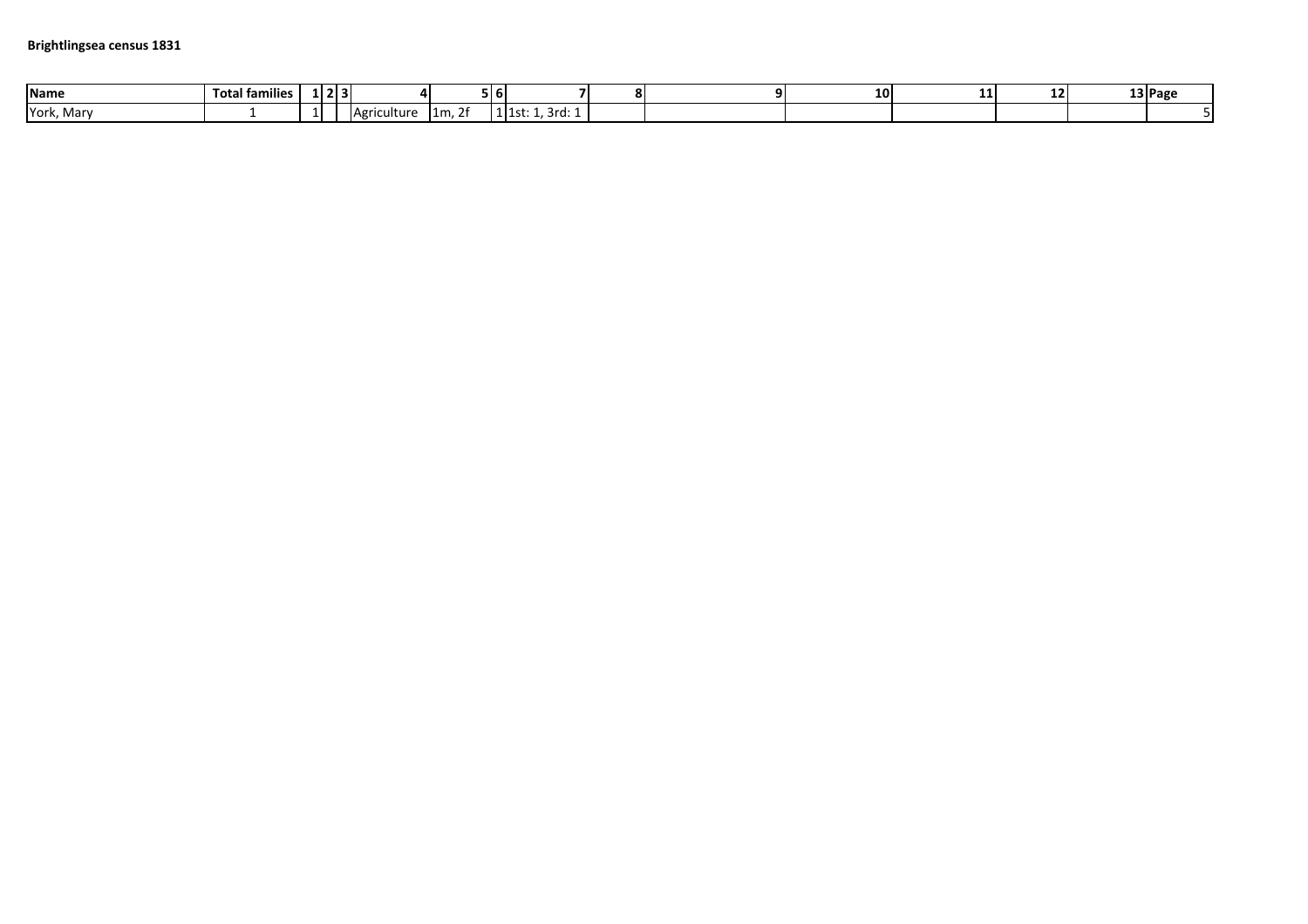**Brightlingsea census 1831**

| Name | Total families | 1 | 2 | 3 | 4 | 5 | 6 | 7 | 8 | 9 | 10 | 11 | 12 | 13 | Page |
|---|---|---|---|---|---|---|---|---|---|---|---|---|---|---|---|
| York, Mary | 1 | 1 | | | Agriculture | 1m, 2f | 1 | 1st: 1, 3rd: 1 | | | | | | | 5 |